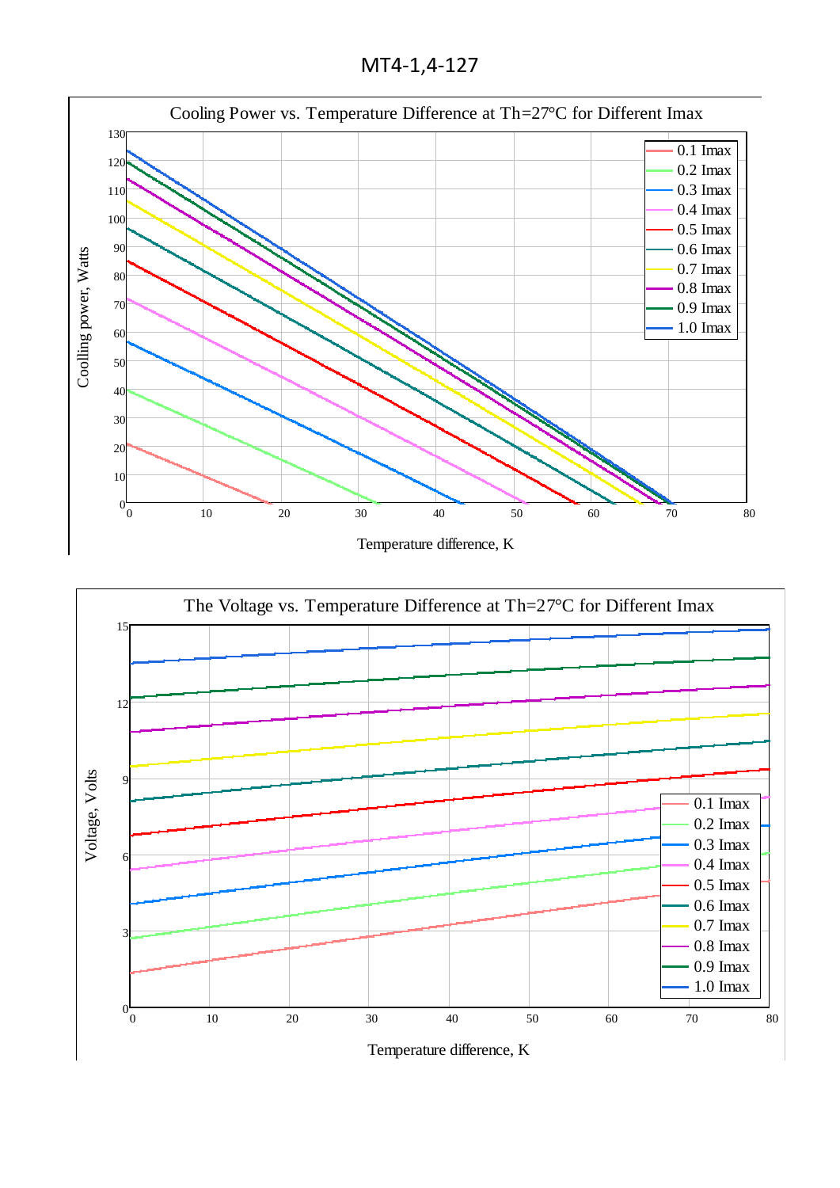# MT4-1,4-127

Cooling Power vs. Temperature Difference at Th=27°C for Different Imax

Coolling power, Watts

Temperature difference, K

0.1 Imax
0.2 Imax
0.3 Imax
0.4 Imax
0.5 Imax
0.6 Imax
0.7 Imax
0.8 Imax
0.9 Imax
1.0 Imax

The Voltage vs. Temperature Difference at Th=27°C for Different Imax

Voltage, Volts

Temperature difference, K

0.1 Imax
0.2 Imax
0.3 Imax
0.4 Imax
0.5 Imax
0.6 Imax
0.7 Imax
0.8 Imax
0.9 Imax
1.0 Imax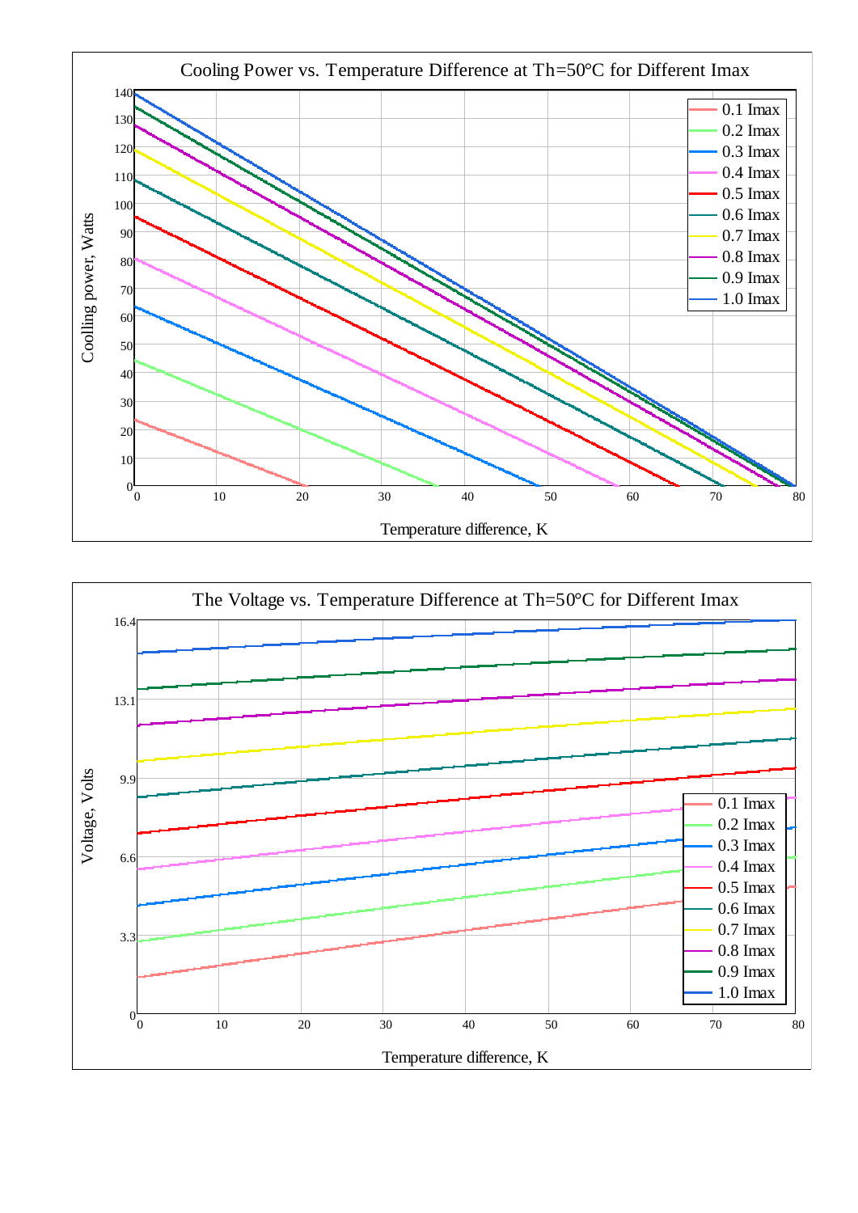Cooling Power vs. Temperature Difference at Th=50°C for Different Imax

Coolling power, Watts

140
130
120
110
100
90
80
70
60
50
40
30
20
10
0

0
10
20
30
40
50
60
70
80

Temperature difference, K

0.1 Imax
0.2 Imax
0.3 Imax
0.4 Imax
0.5 Imax
0.6 Imax
0.7 Imax
0.8 Imax
0.9 Imax
1.0 Imax

The Voltage vs. Temperature Difference at Th=50°C for Different Imax

Voltage, Volts

16.4
13.1
9.9
6.6
3.3
0

0
10
20
30
40
50
60
70
80

Temperature difference, K

0.1 Imax
0.2 Imax
0.3 Imax
0.4 Imax
0.5 Imax
0.6 Imax
0.7 Imax
0.8 Imax
0.9 Imax
1.0 Imax